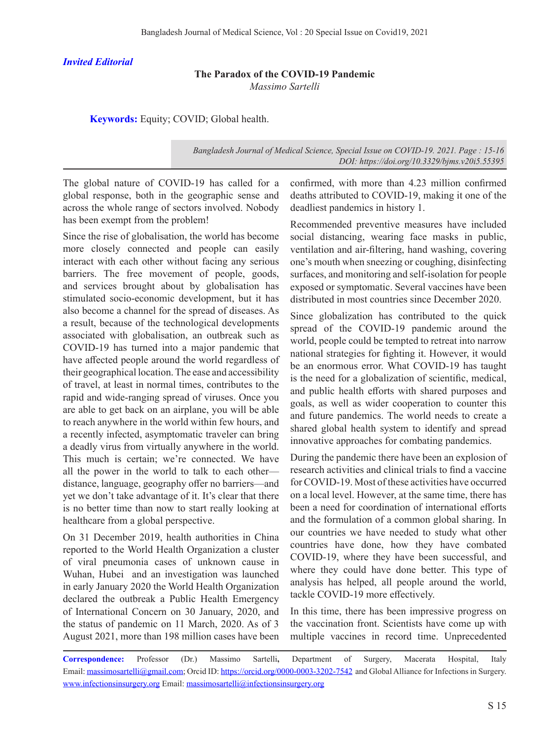*Invited Editorial*

# The Paradox of the COVID-19 Pandemic

*Massimo Sartelli*

**Keywords:** Equity; COVID; Global health.

*Bangladesh Journal of Medical Science, Special Issue on COVID-19. 2021. Page : 15-16*
*DOI: https://doi.org/10.3329/bjms.v20i5.55395*

The global nature of COVID-19 has called for a global response, both in the geographic sense and across the whole range of sectors involved. Nobody has been exempt from the problem!

Since the rise of globalisation, the world has become more closely connected and people can easily interact with each other without facing any serious barriers. The free movement of people, goods, and services brought about by globalisation has stimulated socio-economic development, but it has also become a channel for the spread of diseases. As a result, because of the technological developments associated with globalisation, an outbreak such as COVID-19 has turned into a major pandemic that have affected people around the world regardless of their geographical location. The ease and accessibility of travel, at least in normal times, contributes to the rapid and wide-ranging spread of viruses. Once you are able to get back on an airplane, you will be able to reach anywhere in the world within few hours, and a recently infected, asymptomatic traveler can bring a deadly virus from virtually anywhere in the world. This much is certain; we're connected. We have all the power in the world to talk to each other—distance, language, geography offer no barriers—and yet we don't take advantage of it. It's clear that there is no better time than now to start really looking at healthcare from a global perspective.

On 31 December 2019, health authorities in China reported to the World Health Organization a cluster of viral pneumonia cases of unknown cause in Wuhan, Hubei and an investigation was launched in early January 2020 the World Health Organization declared the outbreak a Public Health Emergency of International Concern on 30 January, 2020, and the status of pandemic on 11 March, 2020. As of 3 August 2021, more than 198 million cases have been confirmed, with more than 4.23 million confirmed deaths attributed to COVID-19, making it one of the deadliest pandemics in history 1.

Recommended preventive measures have included social distancing, wearing face masks in public, ventilation and air-filtering, hand washing, covering one's mouth when sneezing or coughing, disinfecting surfaces, and monitoring and self-isolation for people exposed or symptomatic. Several vaccines have been distributed in most countries since December 2020.

Since globalization has contributed to the quick spread of the COVID-19 pandemic around the world, people could be tempted to retreat into narrow national strategies for fighting it. However, it would be an enormous error. What COVID-19 has taught is the need for a globalization of scientific, medical, and public health efforts with shared purposes and goals, as well as wider cooperation to counter this and future pandemics. The world needs to create a shared global health system to identify and spread innovative approaches for combating pandemics.

During the pandemic there have been an explosion of research activities and clinical trials to find a vaccine for COVID-19. Most of these activities have occurred on a local level. However, at the same time, there has been a need for coordination of international efforts and the formulation of a common global sharing. In our countries we have needed to study what other countries have done, how they have combated COVID-19, where they have been successful, and where they could have done better. This type of analysis has helped, all people around the world, tackle COVID-19 more effectively.

In this time, there has been impressive progress on the vaccination front. Scientists have come up with multiple vaccines in record time. Unprecedented

**Correspondence:** Professor (Dr.) Massimo Sartelli**,** Department of Surgery, Macerata Hospital, Italy Email: massimosartelli@gmail.com; Orcid ID: https://orcid.org/0000-0003-3202-7542 and Global Alliance for Infections in Surgery. www.infectionsinsurgery.org Email: massimosartelli@infectionsinsurgery.org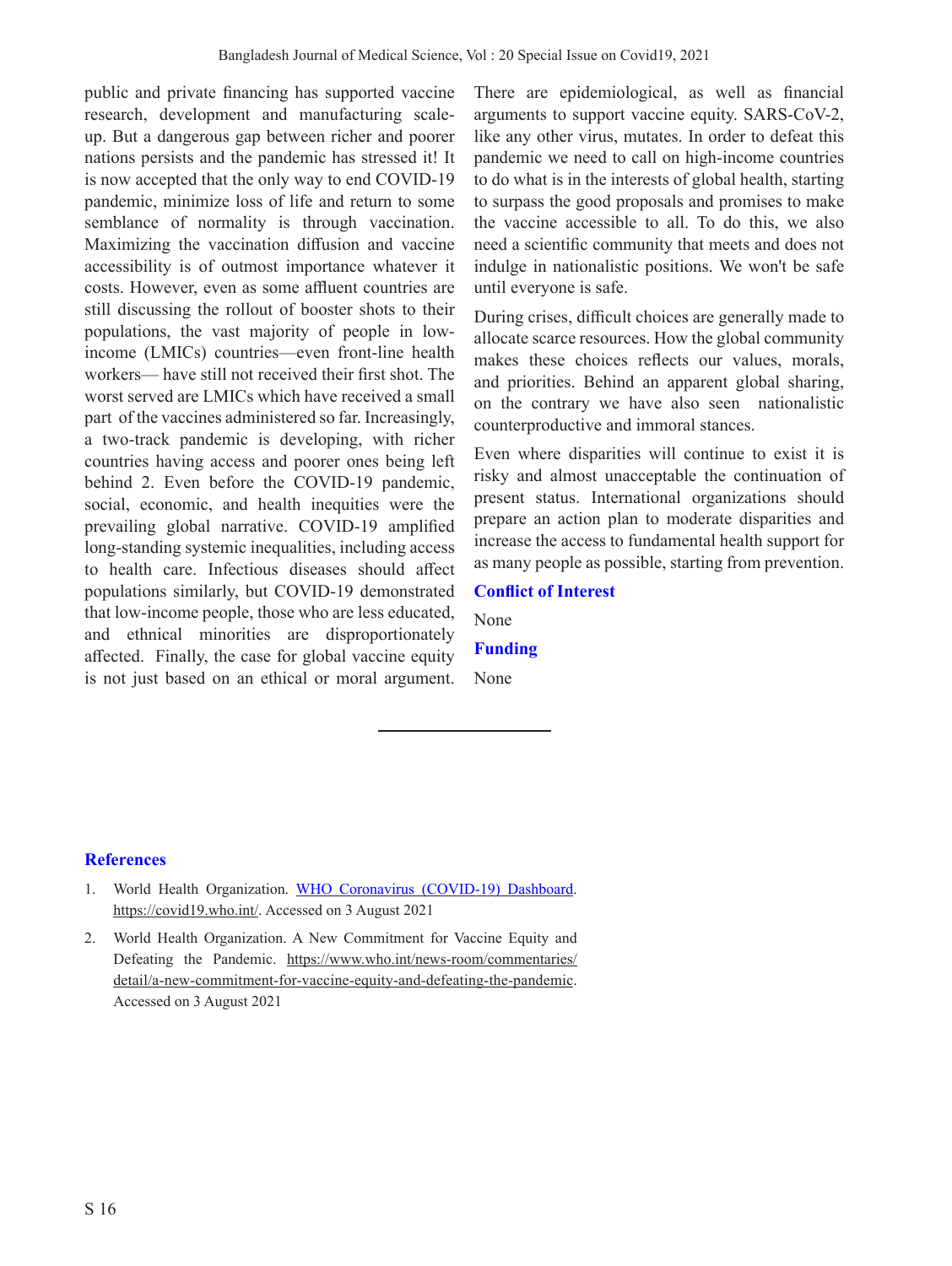public and private financing has supported vaccine research, development and manufacturing scale-up. But a dangerous gap between richer and poorer nations persists and the pandemic has stressed it! It is now accepted that the only way to end COVID-19 pandemic, minimize loss of life and return to some semblance of normality is through vaccination. Maximizing the vaccination diffusion and vaccine accessibility is of outmost importance whatever it costs. However, even as some affluent countries are still discussing the rollout of booster shots to their populations, the vast majority of people in low-income (LMICs) countries—even front-line health workers— have still not received their first shot. The worst served are LMICs which have received a small part of the vaccines administered so far. Increasingly, a two-track pandemic is developing, with richer countries having access and poorer ones being left behind 2. Even before the COVID-19 pandemic, social, economic, and health inequities were the prevailing global narrative. COVID-19 amplified long-standing systemic inequalities, including access to health care. Infectious diseases should affect populations similarly, but COVID-19 demonstrated that low-income people, those who are less educated, and ethnical minorities are disproportionately affected. Finally, the case for global vaccine equity is not just based on an ethical or moral argument. There are epidemiological, as well as financial arguments to support vaccine equity. SARS-CoV-2, like any other virus, mutates. In order to defeat this pandemic we need to call on high-income countries to do what is in the interests of global health, starting to surpass the good proposals and promises to make the vaccine accessible to all. To do this, we also need a scientific community that meets and does not indulge in nationalistic positions. We won't be safe until everyone is safe.

During crises, difficult choices are generally made to allocate scarce resources. How the global community makes these choices reflects our values, morals, and priorities. Behind an apparent global sharing, on the contrary we have also seen nationalistic counterproductive and immoral stances.

Even where disparities will continue to exist it is risky and almost unacceptable the continuation of present status. International organizations should prepare an action plan to moderate disparities and increase the access to fundamental health support for as many people as possible, starting from prevention.

## Conflict of Interest

None

## Funding

None

## References

1. World Health Organization. WHO Coronavirus (COVID-19) Dashboard. https://covid19.who.int/. Accessed on 3 August 2021
2. World Health Organization. A New Commitment for Vaccine Equity and Defeating the Pandemic. https://www.who.int/news-room/commentaries/detail/a-new-commitment-for-vaccine-equity-and-defeating-the-pandemic. Accessed on 3 August 2021